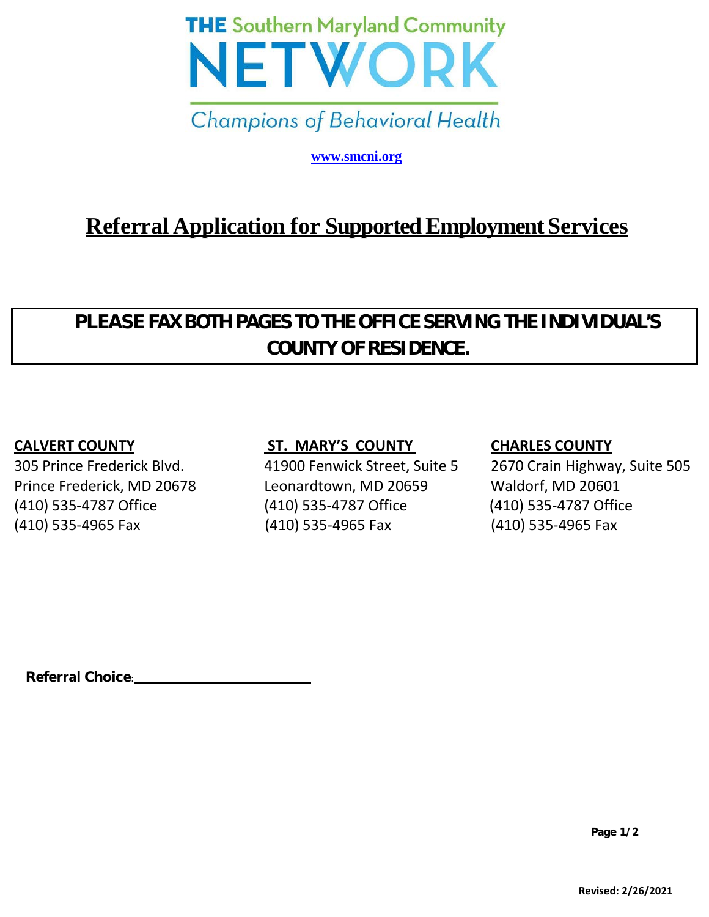THE Southern Maryland Community

NETWORK

Champions of Behavioral Health

www.smcni.org

# Referral Application for Supported Employment Services

**PLEASE FAX BOTH PAGES TO THE OFFICE SERVING THE INDIVIDUAL'S COUNTY OF RESIDENCE.**

**CALVERT COUNTY**
305 Prince Frederick Blvd.
Prince Frederick, MD 20678
(410) 535-4787 Office
(410) 535-4965 Fax

**ST. MARY'S COUNTY**
41900 Fenwick Street, Suite 5
Leonardtown, MD 20659
(410) 535-4787 Office
(410) 535-4965 Fax

**CHARLES COUNTY**
2670 Crain Highway, Suite 505
Waldorf, MD 20601
(410) 535-4787 Office
(410) 535-4965 Fax

**Referral Choice**: ______________________

Revised: 2/26/2021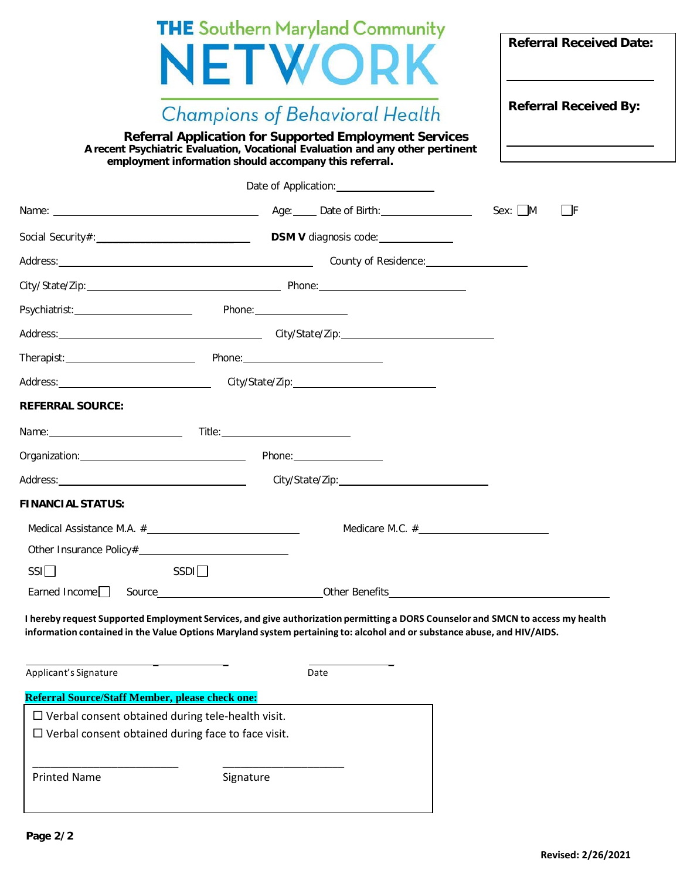# THE Southern Maryland Community NETWORK

## Champions of Behavioral Health

**Referral Received Date:** ____________________

**Referral Received By:** ____________________

### Referral Application for Supported Employment Services

**A recent Psychiatric Evaluation, Vocational Evaluation and any other pertinent employment information should accompany this referral.**

Date of Application: ________________

Name: ______________________________ Age: ____ Date of Birth: ______________ Sex: ☐M ☐F

Social Security#: ______________________ **DSM V** diagnosis code: ____________

Address: __________________________________ County of Residence: ______________

City/State/Zip: ____________________________ Phone: ______________________

Psychiatrist: __________________ Phone: ______________

Address: ______________________________ City/State/Zip: ______________________

Therapist: ____________________ Phone: ____________________

Address: ______________________ City/State/Zip: ____________________

**REFERRAL SOURCE:**

Name: ____________________ Title: ____________________

Organization: ________________________ Phone: ______________

Address: ________________________ City/State/Zip: ______________________

**FINANCIAL STATUS:**

Medical Assistance M.A. # ______________________ Medicare M.C. # ____________________

Other Insurance Policy# ______________________

SSI ☐ SSDI ☐

Earned Income ☐ Source ________________________ Other Benefits ______________________________

**I hereby request Supported Employment Services, and give authorization permitting a DORS Counselor and SMCN to access my health information contained in the Value Options Maryland system pertaining to: alcohol and or substance abuse, and HIV/AIDS.**

______________________________ ______________

Applicant's Signature Date

**Referral Source/Staff Member, please check one:**

☐ Verbal consent obtained during tele-health visit.

☐ Verbal consent obtained during face to face visit.

______________________ ______________________

Printed Name Signature

**Revised: 2/26/2021**